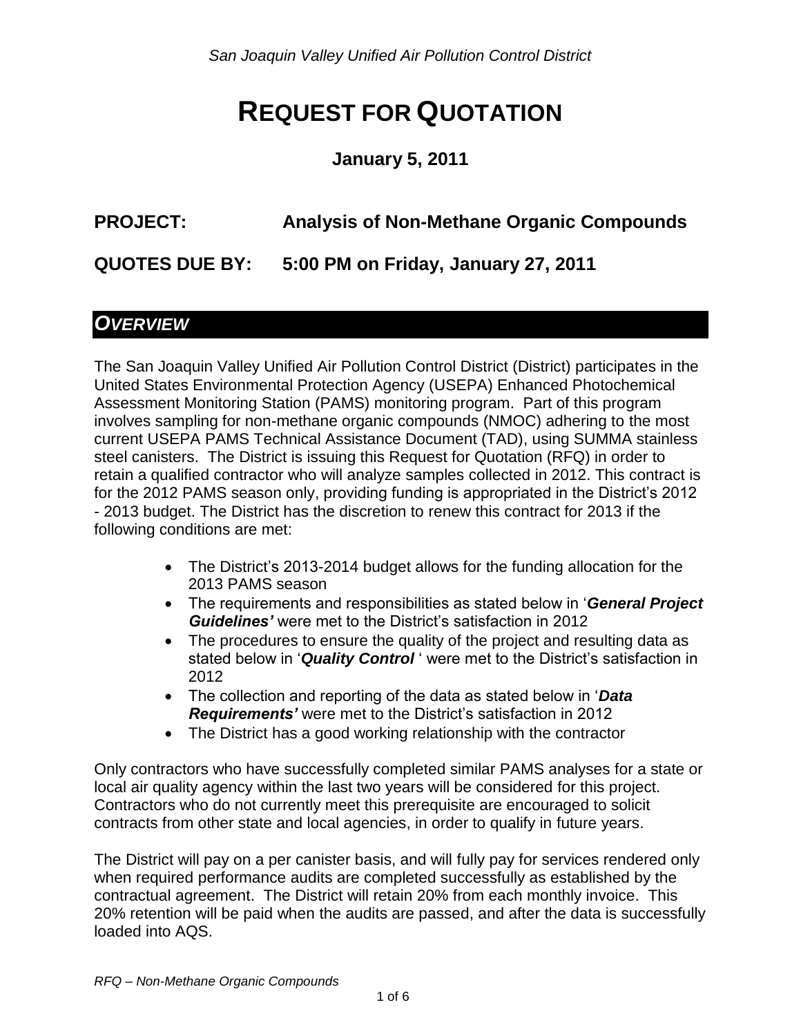San Joaquin Valley Unified Air Pollution Control District

# REQUEST FOR QUOTATION

**January 5, 2011**

**PROJECT: Analysis of Non-Methane Organic Compounds**

**QUOTES DUE BY: 5:00 PM on Friday, January 27, 2011**

## *OVERVIEW*

The San Joaquin Valley Unified Air Pollution Control District (District) participates in the United States Environmental Protection Agency (USEPA) Enhanced Photochemical Assessment Monitoring Station (PAMS) monitoring program. Part of this program involves sampling for non-methane organic compounds (NMOC) adhering to the most current USEPA PAMS Technical Assistance Document (TAD), using SUMMA stainless steel canisters. The District is issuing this Request for Quotation (RFQ) in order to retain a qualified contractor who will analyze samples collected in 2012. This contract is for the 2012 PAMS season only, providing funding is appropriated in the District's 2012 - 2013 budget. The District has the discretion to renew this contract for 2013 if the following conditions are met:

- The District's 2013-2014 budget allows for the funding allocation for the 2013 PAMS season
- The requirements and responsibilities as stated below in '***General Project Guidelines'*** were met to the District's satisfaction in 2012
- The procedures to ensure the quality of the project and resulting data as stated below in '***Quality Control*** ' were met to the District's satisfaction in 2012
- The collection and reporting of the data as stated below in '***Data Requirements'*** were met to the District's satisfaction in 2012
- The District has a good working relationship with the contractor

Only contractors who have successfully completed similar PAMS analyses for a state or local air quality agency within the last two years will be considered for this project. Contractors who do not currently meet this prerequisite are encouraged to solicit contracts from other state and local agencies, in order to qualify in future years.

The District will pay on a per canister basis, and will fully pay for services rendered only when required performance audits are completed successfully as established by the contractual agreement. The District will retain 20% from each monthly invoice. This 20% retention will be paid when the audits are passed, and after the data is successfully loaded into AQS.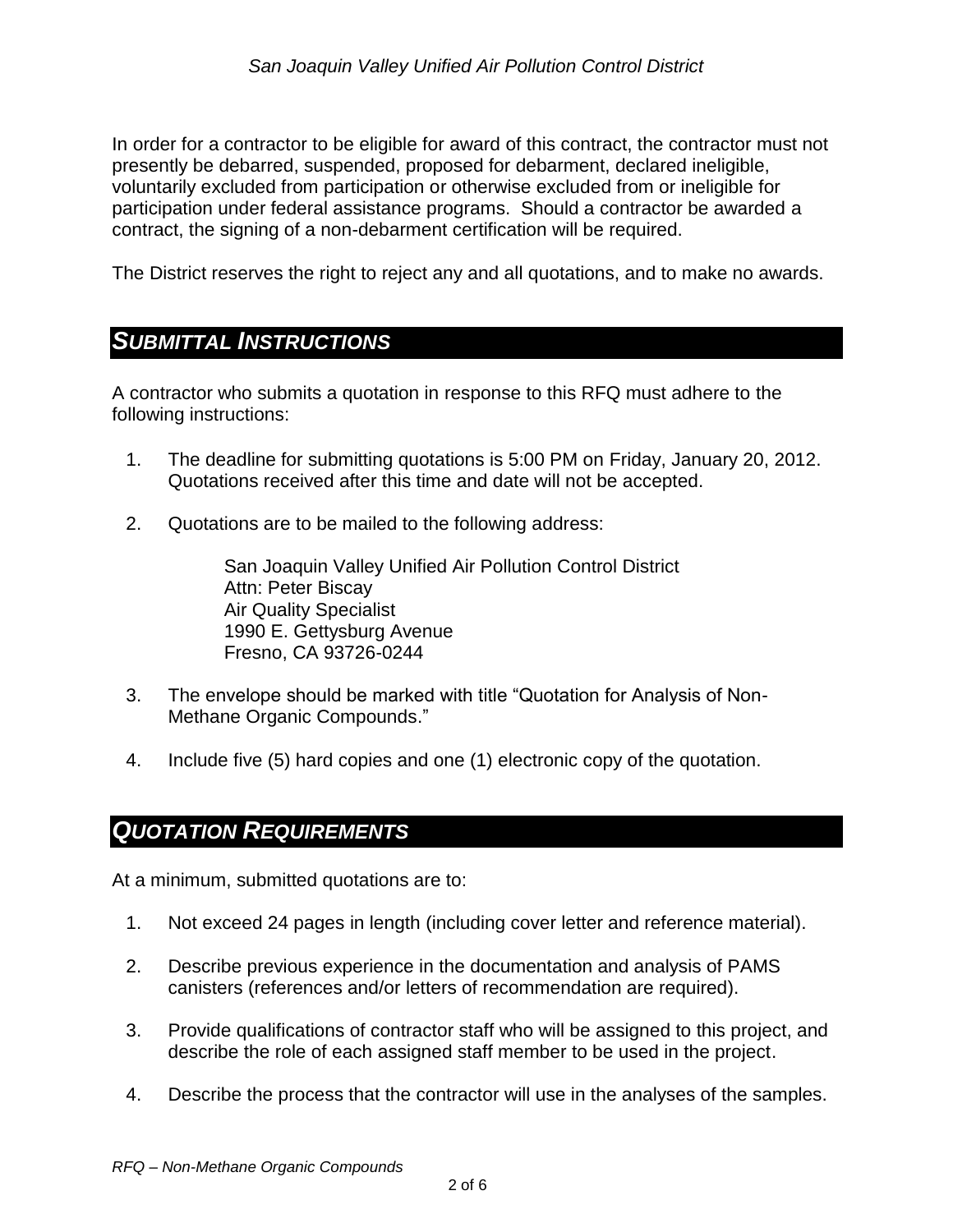In order for a contractor to be eligible for award of this contract, the contractor must not presently be debarred, suspended, proposed for debarment, declared ineligible, voluntarily excluded from participation or otherwise excluded from or ineligible for participation under federal assistance programs. Should a contractor be awarded a contract, the signing of a non-debarment certification will be required.

The District reserves the right to reject any and all quotations, and to make no awards.

## *SUBMITTAL INSTRUCTIONS*

A contractor who submits a quotation in response to this RFQ must adhere to the following instructions:

1. The deadline for submitting quotations is 5:00 PM on Friday, January 20, 2012. Quotations received after this time and date will not be accepted.

2. Quotations are to be mailed to the following address:

   San Joaquin Valley Unified Air Pollution Control District
   Attn: Peter Biscay
   Air Quality Specialist
   1990 E. Gettysburg Avenue
   Fresno, CA 93726-0244

3. The envelope should be marked with title "Quotation for Analysis of Non-Methane Organic Compounds."

4. Include five (5) hard copies and one (1) electronic copy of the quotation.

## *QUOTATION REQUIREMENTS*

At a minimum, submitted quotations are to:

1. Not exceed 24 pages in length (including cover letter and reference material).

2. Describe previous experience in the documentation and analysis of PAMS canisters (references and/or letters of recommendation are required).

3. Provide qualifications of contractor staff who will be assigned to this project, and describe the role of each assigned staff member to be used in the project.

4. Describe the process that the contractor will use in the analyses of the samples.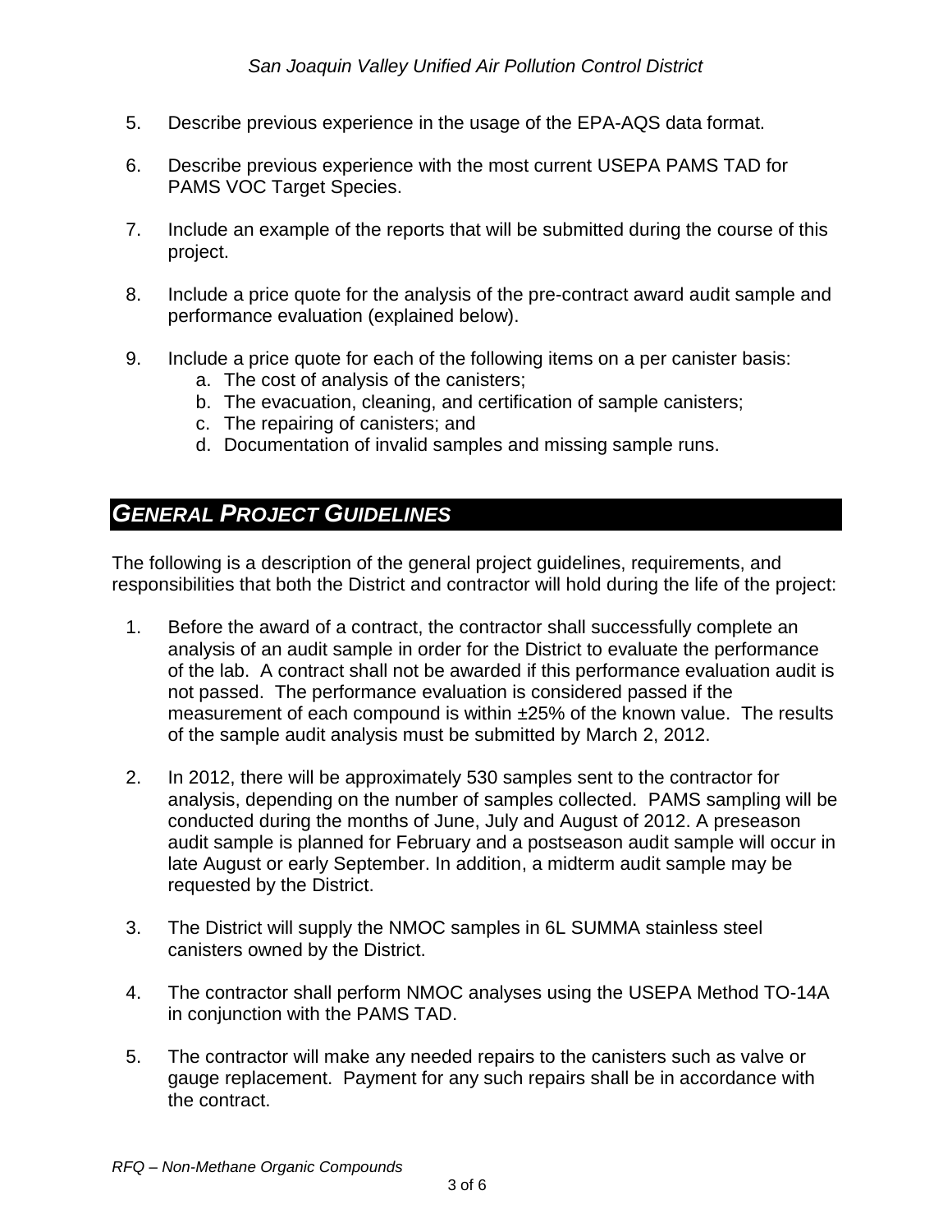5. Describe previous experience in the usage of the EPA-AQS data format.

6. Describe previous experience with the most current USEPA PAMS TAD for PAMS VOC Target Species.

7. Include an example of the reports that will be submitted during the course of this project.

8. Include a price quote for the analysis of the pre-contract award audit sample and performance evaluation (explained below).

9. Include a price quote for each of the following items on a per canister basis:
   a. The cost of analysis of the canisters;
   b. The evacuation, cleaning, and certification of sample canisters;
   c. The repairing of canisters; and
   d. Documentation of invalid samples and missing sample runs.

## *GENERAL PROJECT GUIDELINES*

The following is a description of the general project guidelines, requirements, and responsibilities that both the District and contractor will hold during the life of the project:

1. Before the award of a contract, the contractor shall successfully complete an analysis of an audit sample in order for the District to evaluate the performance of the lab. A contract shall not be awarded if this performance evaluation audit is not passed. The performance evaluation is considered passed if the measurement of each compound is within ±25% of the known value. The results of the sample audit analysis must be submitted by March 2, 2012.

2. In 2012, there will be approximately 530 samples sent to the contractor for analysis, depending on the number of samples collected. PAMS sampling will be conducted during the months of June, July and August of 2012. A preseason audit sample is planned for February and a postseason audit sample will occur in late August or early September. In addition, a midterm audit sample may be requested by the District.

3. The District will supply the NMOC samples in 6L SUMMA stainless steel canisters owned by the District.

4. The contractor shall perform NMOC analyses using the USEPA Method TO-14A in conjunction with the PAMS TAD.

5. The contractor will make any needed repairs to the canisters such as valve or gauge replacement. Payment for any such repairs shall be in accordance with the contract.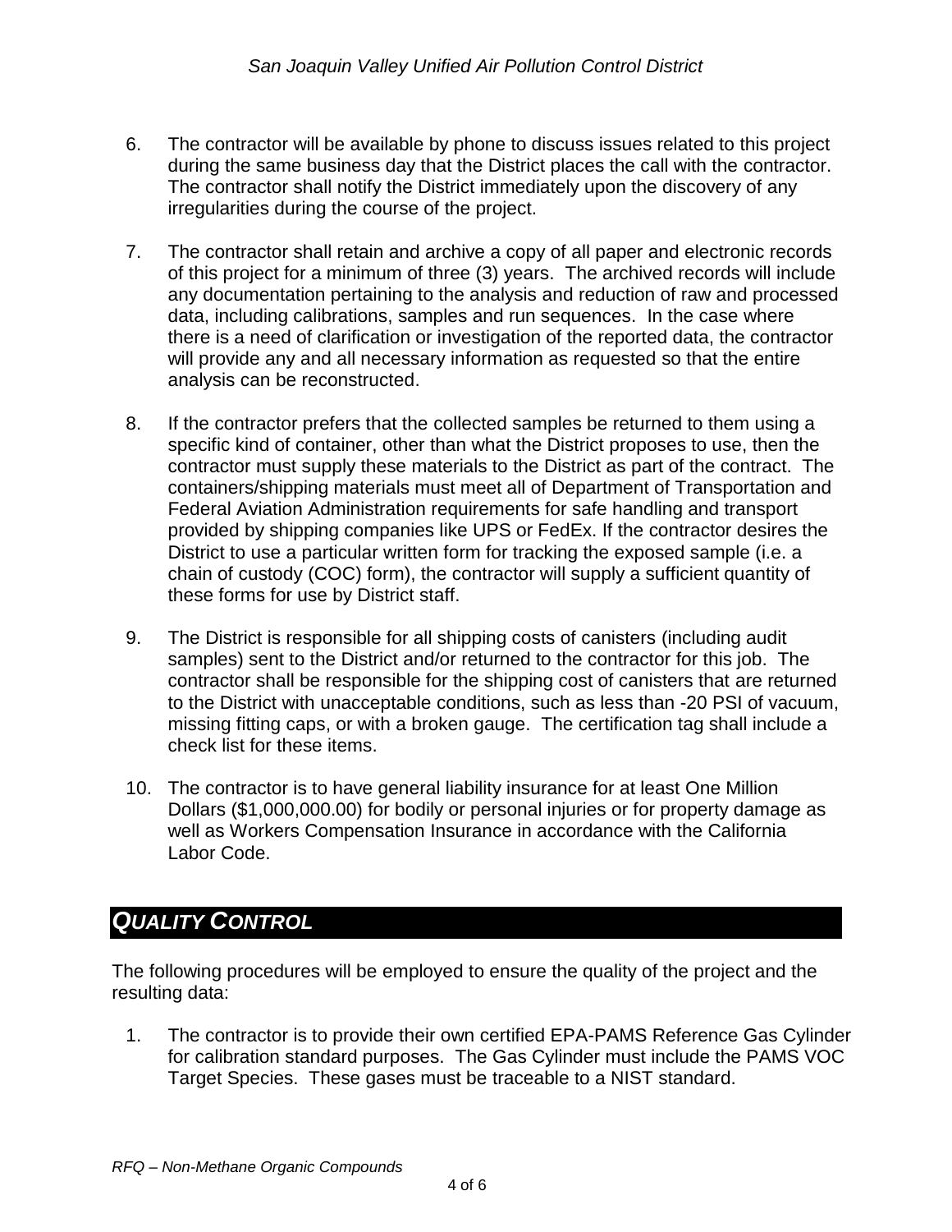6. The contractor will be available by phone to discuss issues related to this project during the same business day that the District places the call with the contractor. The contractor shall notify the District immediately upon the discovery of any irregularities during the course of the project.

7. The contractor shall retain and archive a copy of all paper and electronic records of this project for a minimum of three (3) years. The archived records will include any documentation pertaining to the analysis and reduction of raw and processed data, including calibrations, samples and run sequences. In the case where there is a need of clarification or investigation of the reported data, the contractor will provide any and all necessary information as requested so that the entire analysis can be reconstructed.

8. If the contractor prefers that the collected samples be returned to them using a specific kind of container, other than what the District proposes to use, then the contractor must supply these materials to the District as part of the contract. The containers/shipping materials must meet all of Department of Transportation and Federal Aviation Administration requirements for safe handling and transport provided by shipping companies like UPS or FedEx. If the contractor desires the District to use a particular written form for tracking the exposed sample (i.e. a chain of custody (COC) form), the contractor will supply a sufficient quantity of these forms for use by District staff.

9. The District is responsible for all shipping costs of canisters (including audit samples) sent to the District and/or returned to the contractor for this job. The contractor shall be responsible for the shipping cost of canisters that are returned to the District with unacceptable conditions, such as less than -20 PSI of vacuum, missing fitting caps, or with a broken gauge. The certification tag shall include a check list for these items.

10. The contractor is to have general liability insurance for at least One Million Dollars ($1,000,000.00) for bodily or personal injuries or for property damage as well as Workers Compensation Insurance in accordance with the California Labor Code.

## *QUALITY CONTROL*

The following procedures will be employed to ensure the quality of the project and the resulting data:

1. The contractor is to provide their own certified EPA-PAMS Reference Gas Cylinder for calibration standard purposes. The Gas Cylinder must include the PAMS VOC Target Species. These gases must be traceable to a NIST standard.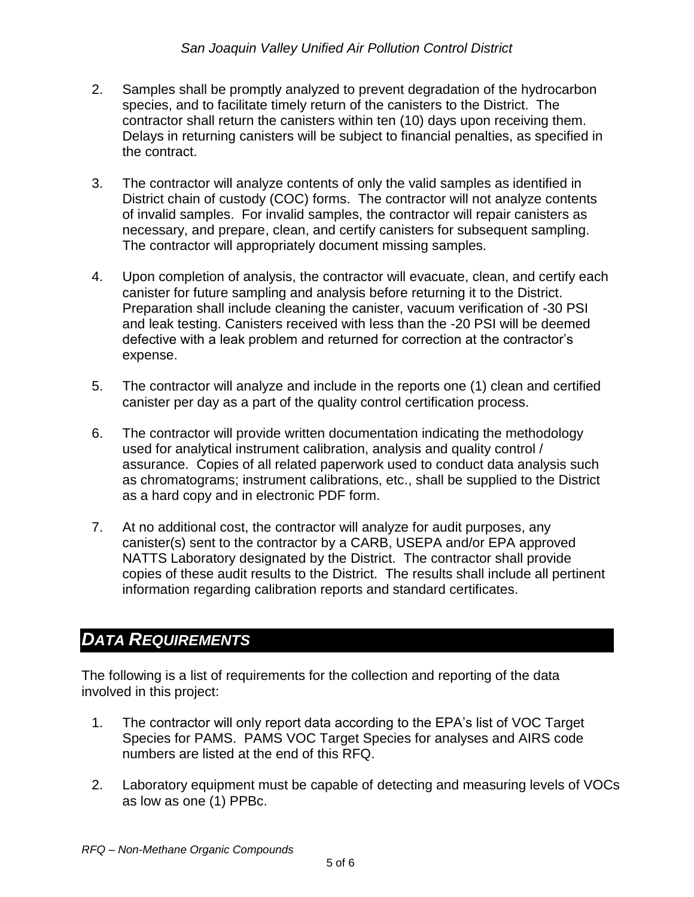2. Samples shall be promptly analyzed to prevent degradation of the hydrocarbon species, and to facilitate timely return of the canisters to the District. The contractor shall return the canisters within ten (10) days upon receiving them. Delays in returning canisters will be subject to financial penalties, as specified in the contract.

3. The contractor will analyze contents of only the valid samples as identified in District chain of custody (COC) forms. The contractor will not analyze contents of invalid samples. For invalid samples, the contractor will repair canisters as necessary, and prepare, clean, and certify canisters for subsequent sampling. The contractor will appropriately document missing samples.

4. Upon completion of analysis, the contractor will evacuate, clean, and certify each canister for future sampling and analysis before returning it to the District. Preparation shall include cleaning the canister, vacuum verification of -30 PSI and leak testing. Canisters received with less than the -20 PSI will be deemed defective with a leak problem and returned for correction at the contractor's expense.

5. The contractor will analyze and include in the reports one (1) clean and certified canister per day as a part of the quality control certification process.

6. The contractor will provide written documentation indicating the methodology used for analytical instrument calibration, analysis and quality control / assurance. Copies of all related paperwork used to conduct data analysis such as chromatograms; instrument calibrations, etc., shall be supplied to the District as a hard copy and in electronic PDF form.

7. At no additional cost, the contractor will analyze for audit purposes, any canister(s) sent to the contractor by a CARB, USEPA and/or EPA approved NATTS Laboratory designated by the District. The contractor shall provide copies of these audit results to the District. The results shall include all pertinent information regarding calibration reports and standard certificates.

## *DATA REQUIREMENTS*

The following is a list of requirements for the collection and reporting of the data involved in this project:

1. The contractor will only report data according to the EPA's list of VOC Target Species for PAMS. PAMS VOC Target Species for analyses and AIRS code numbers are listed at the end of this RFQ.

2. Laboratory equipment must be capable of detecting and measuring levels of VOCs as low as one (1) PPBc.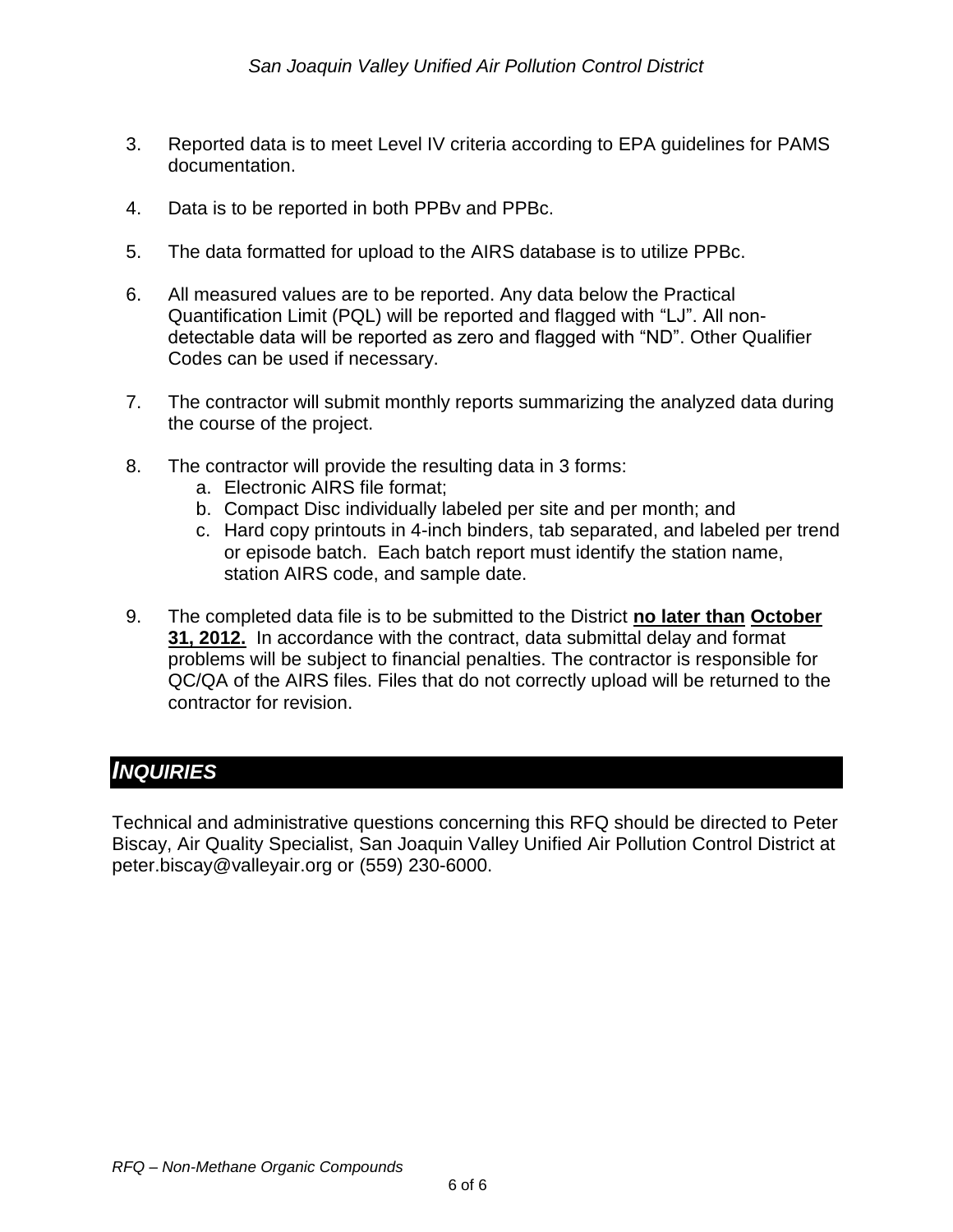3. Reported data is to meet Level IV criteria according to EPA guidelines for PAMS documentation.

4. Data is to be reported in both PPBv and PPBc.

5. The data formatted for upload to the AIRS database is to utilize PPBc.

6. All measured values are to be reported. Any data below the Practical Quantification Limit (PQL) will be reported and flagged with "LJ". All non-detectable data will be reported as zero and flagged with "ND". Other Qualifier Codes can be used if necessary.

7. The contractor will submit monthly reports summarizing the analyzed data during the course of the project.

8. The contractor will provide the resulting data in 3 forms:
   a. Electronic AIRS file format;
   b. Compact Disc individually labeled per site and per month; and
   c. Hard copy printouts in 4-inch binders, tab separated, and labeled per trend or episode batch. Each batch report must identify the station name, station AIRS code, and sample date.

9. The completed data file is to be submitted to the District **no later than October 31, 2012.** In accordance with the contract, data submittal delay and format problems will be subject to financial penalties. The contractor is responsible for QC/QA of the AIRS files. Files that do not correctly upload will be returned to the contractor for revision.

## *INQUIRIES*

Technical and administrative questions concerning this RFQ should be directed to Peter Biscay, Air Quality Specialist, San Joaquin Valley Unified Air Pollution Control District at peter.biscay@valleyair.org or (559) 230-6000.